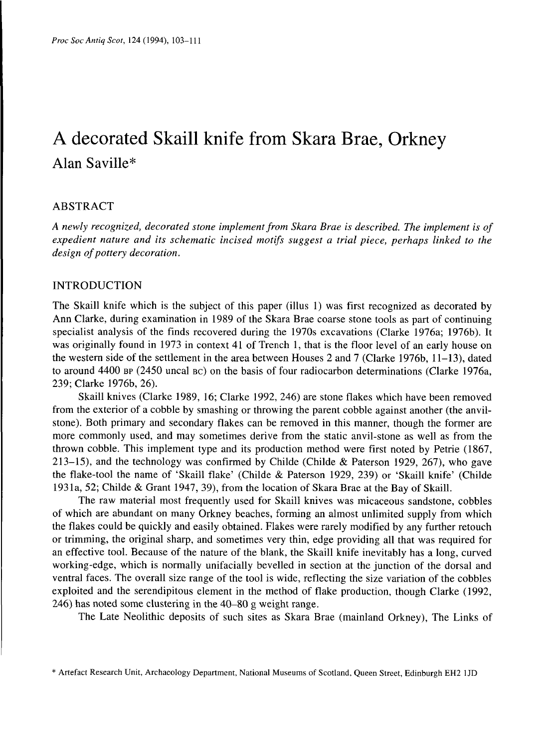# A decorated Skaill knife from Skara Brae, Orkney

Alan Saville*

## ABSTRACT

*A newly recognized, decorated stone implement from Skara Brae is described. The implement is of expedient nature and its schematic incised motifs suggest a trial piece, perhaps linked to the design of pottery decoration.*

## INTRODUCTION

The Skaill knife which is the subject of this paper (illus 1) was first recognized as decorated by Ann Clarke, during examination in 1989 of the Skara Brae coarse stone tools as part of continuing specialist analysis of the finds recovered during the 1970s excavations (Clarke 1976a; 1976b). It was originally found in 1973 in context 41 of Trench 1, that is the floor level of an early house on the western side of the settlement in the area between Houses 2 and 7 (Clarke 1976b, 11–13), dated to around 4400 BP (2450 uncal BC) on the basis of four radiocarbon determinations (Clarke 1976a, 239; Clarke 1976b, 26).

Skaill knives (Clarke 1989, 16; Clarke 1992, 246) are stone flakes which have been removed from the exterior of a cobble by smashing or throwing the parent cobble against another (the anvil-stone). Both primary and secondary flakes can be removed in this manner, though the former are more commonly used, and may sometimes derive from the static anvil-stone as well as from the thrown cobble. This implement type and its production method were first noted by Petrie (1867, 213–15), and the technology was confirmed by Childe (Childe & Paterson 1929, 267), who gave the flake-tool the name of 'Skaill flake' (Childe & Paterson 1929, 239) or 'Skaill knife' (Childe 1931a, 52; Childe & Grant 1947, 39), from the location of Skara Brae at the Bay of Skaill.

The raw material most frequently used for Skaill knives was micaceous sandstone, cobbles of which are abundant on many Orkney beaches, forming an almost unlimited supply from which the flakes could be quickly and easily obtained. Flakes were rarely modified by any further retouch or trimming, the original sharp, and sometimes very thin, edge providing all that was required for an effective tool. Because of the nature of the blank, the Skaill knife inevitably has a long, curved working-edge, which is normally unifacially bevelled in section at the junction of the dorsal and ventral faces. The overall size range of the tool is wide, reflecting the size variation of the cobbles exploited and the serendipitous element in the method of flake production, though Clarke (1992, 246) has noted some clustering in the 40–80 g weight range.

The Late Neolithic deposits of such sites as Skara Brae (mainland Orkney), The Links of

\* Artefact Research Unit, Archaeology Department, National Museums of Scotland, Queen Street, Edinburgh EH2 1JD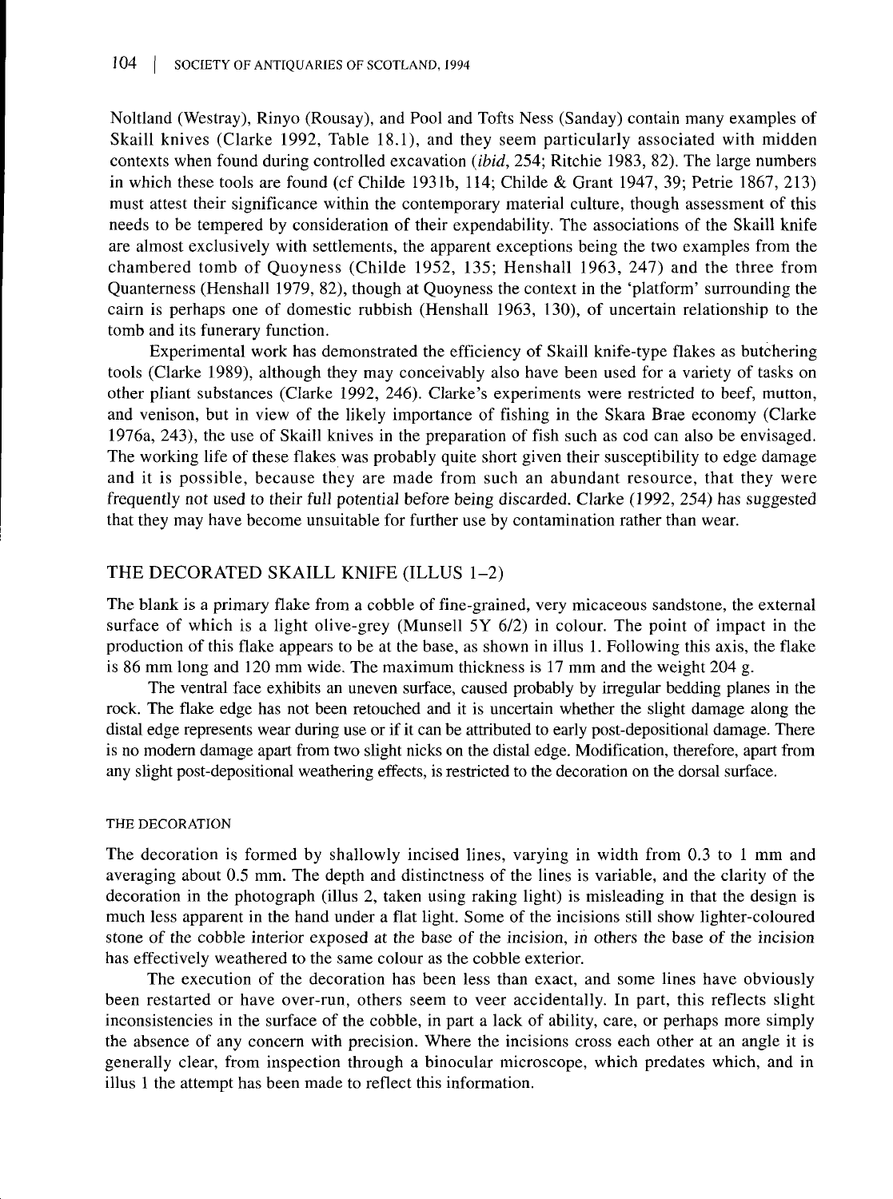Noltland (Westray), Rinyo (Rousay), and Pool and Tofts Ness (Sanday) contain many examples of Skaill knives (Clarke 1992, Table 18.1), and they seem particularly associated with midden contexts when found during controlled excavation (*ibid*, 254; Ritchie 1983, 82). The large numbers in which these tools are found (cf Childe 1931b, 114; Childe & Grant 1947, 39; Petrie 1867, 213) must attest their significance within the contemporary material culture, though assessment of this needs to be tempered by consideration of their expendability. The associations of the Skaill knife are almost exclusively with settlements, the apparent exceptions being the two examples from the chambered tomb of Quoyness (Childe 1952, 135; Henshall 1963, 247) and the three from Quanterness (Henshall 1979, 82), though at Quoyness the context in the 'platform' surrounding the cairn is perhaps one of domestic rubbish (Henshall 1963, 130), of uncertain relationship to the tomb and its funerary function.

Experimental work has demonstrated the efficiency of Skaill knife-type flakes as butchering tools (Clarke 1989), although they may conceivably also have been used for a variety of tasks on other pliant substances (Clarke 1992, 246). Clarke's experiments were restricted to beef, mutton, and venison, but in view of the likely importance of fishing in the Skara Brae economy (Clarke 1976a, 243), the use of Skaill knives in the preparation of fish such as cod can also be envisaged. The working life of these flakes was probably quite short given their susceptibility to edge damage and it is possible, because they are made from such an abundant resource, that they were frequently not used to their full potential before being discarded. Clarke (1992, 254) has suggested that they may have become unsuitable for further use by contamination rather than wear.

## THE DECORATED SKAILL KNIFE (ILLUS 1–2)

The blank is a primary flake from a cobble of fine-grained, very micaceous sandstone, the external surface of which is a light olive-grey (Munsell 5Y 6/2) in colour. The point of impact in the production of this flake appears to be at the base, as shown in illus 1. Following this axis, the flake is 86 mm long and 120 mm wide. The maximum thickness is 17 mm and the weight 204 g.

The ventral face exhibits an uneven surface, caused probably by irregular bedding planes in the rock. The flake edge has not been retouched and it is uncertain whether the slight damage along the distal edge represents wear during use or if it can be attributed to early post-depositional damage. There is no modern damage apart from two slight nicks on the distal edge. Modification, therefore, apart from any slight post-depositional weathering effects, is restricted to the decoration on the dorsal surface.

### THE DECORATION

The decoration is formed by shallowly incised lines, varying in width from 0.3 to 1 mm and averaging about 0.5 mm. The depth and distinctness of the lines is variable, and the clarity of the decoration in the photograph (illus 2, taken using raking light) is misleading in that the design is much less apparent in the hand under a flat light. Some of the incisions still show lighter-coloured stone of the cobble interior exposed at the base of the incision, in others the base of the incision has effectively weathered to the same colour as the cobble exterior.

The execution of the decoration has been less than exact, and some lines have obviously been restarted or have over-run, others seem to veer accidentally. In part, this reflects slight inconsistencies in the surface of the cobble, in part a lack of ability, care, or perhaps more simply the absence of any concern with precision. Where the incisions cross each other at an angle it is generally clear, from inspection through a binocular microscope, which predates which, and in illus 1 the attempt has been made to reflect this information.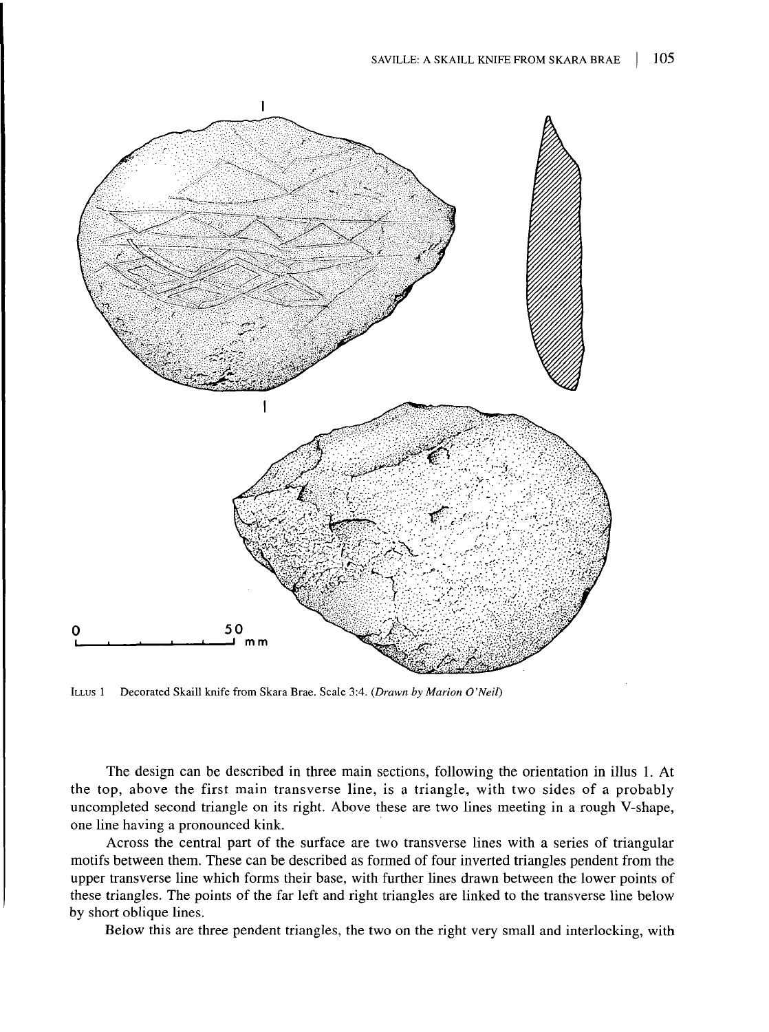0 50 mm

Illus 1 Decorated Skaill knife from Skara Brae. Scale 3:4. (*Drawn by Marion O'Neil*)

The design can be described in three main sections, following the orientation in illus 1. At the top, above the first main transverse line, is a triangle, with two sides of a probably uncompleted second triangle on its right. Above these are two lines meeting in a rough V-shape, one line having a pronounced kink.

Across the central part of the surface are two transverse lines with a series of triangular motifs between them. These can be described as formed of four inverted triangles pendent from the upper transverse line which forms their base, with further lines drawn between the lower points of these triangles. The points of the far left and right triangles are linked to the transverse line below by short oblique lines.

Below this are three pendent triangles, the two on the right very small and interlocking, with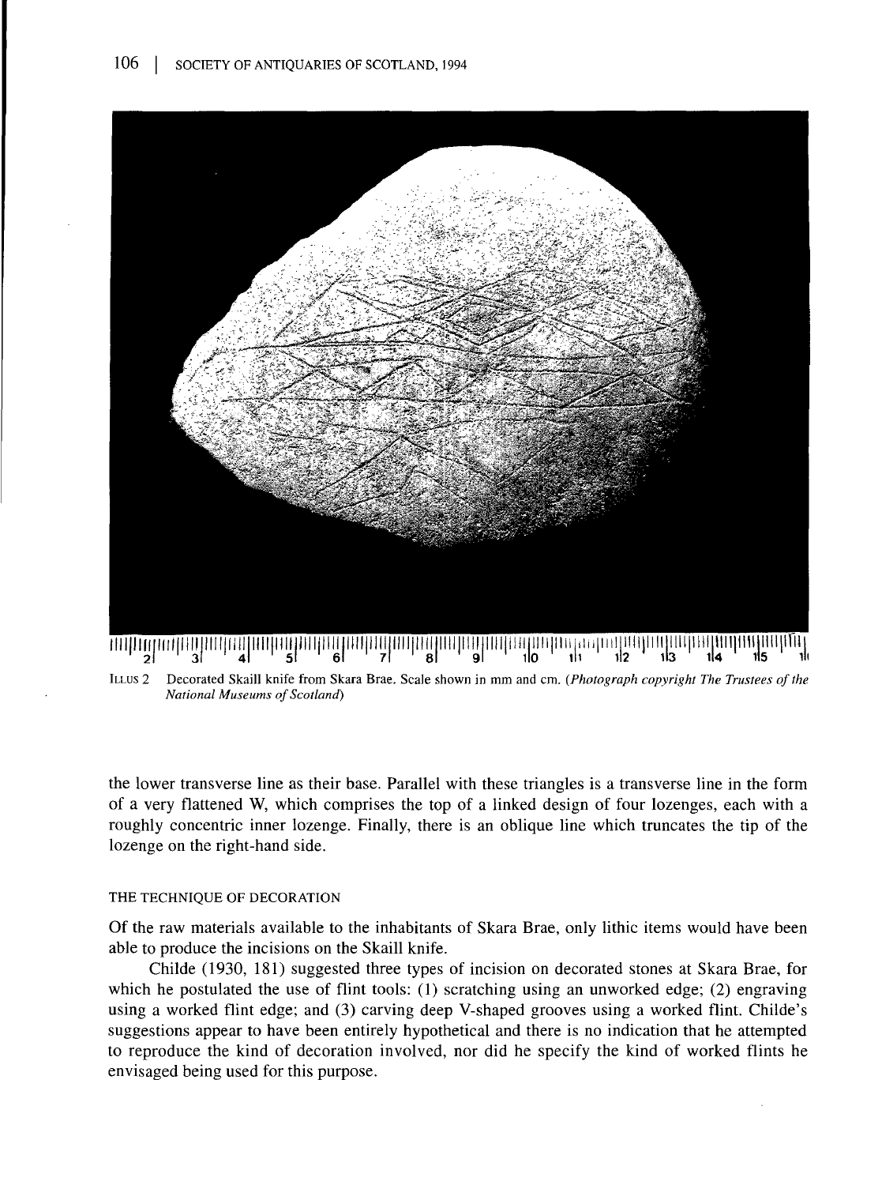ILLUS 2 Decorated Skaill knife from Skara Brae. Scale shown in mm and cm. (*Photograph copyright The Trustees of the National Museums of Scotland*)

the lower transverse line as their base. Parallel with these triangles is a transverse line in the form of a very flattened W, which comprises the top of a linked design of four lozenges, each with a roughly concentric inner lozenge. Finally, there is an oblique line which truncates the tip of the lozenge on the right-hand side.

## THE TECHNIQUE OF DECORATION

Of the raw materials available to the inhabitants of Skara Brae, only lithic items would have been able to produce the incisions on the Skaill knife.

Childe (1930, 181) suggested three types of incision on decorated stones at Skara Brae, for which he postulated the use of flint tools: (1) scratching using an unworked edge; (2) engraving using a worked flint edge; and (3) carving deep V-shaped grooves using a worked flint. Childe's suggestions appear to have been entirely hypothetical and there is no indication that he attempted to reproduce the kind of decoration involved, nor did he specify the kind of worked flints he envisaged being used for this purpose.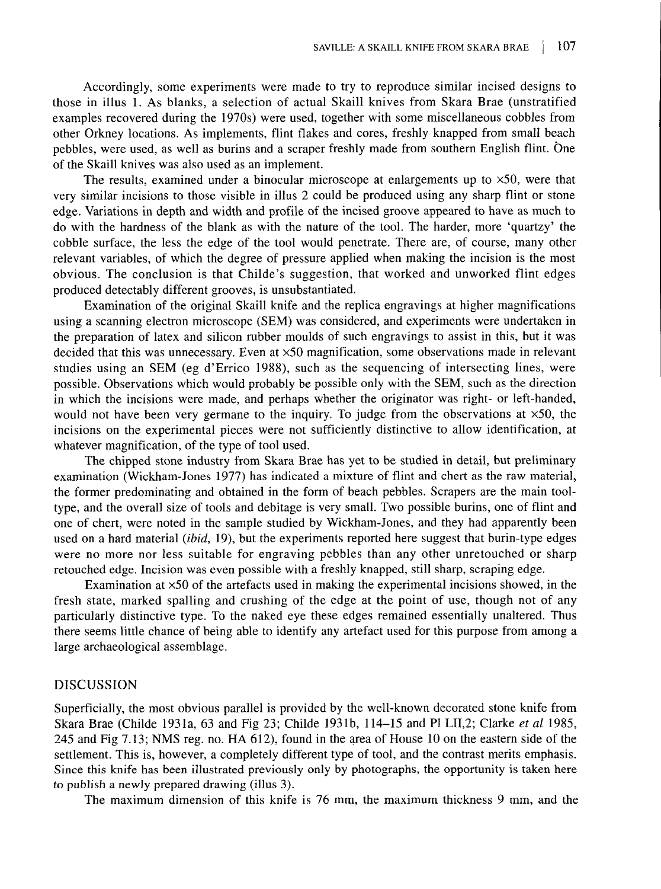Accordingly, some experiments were made to try to reproduce similar incised designs to those in illus 1. As blanks, a selection of actual Skaill knives from Skara Brae (unstratified examples recovered during the 1970s) were used, together with some miscellaneous cobbles from other Orkney locations. As implements, flint flakes and cores, freshly knapped from small beach pebbles, were used, as well as burins and a scraper freshly made from southern English flint. One of the Skaill knives was also used as an implement.

The results, examined under a binocular microscope at enlargements up to ×50, were that very similar incisions to those visible in illus 2 could be produced using any sharp flint or stone edge. Variations in depth and width and profile of the incised groove appeared to have as much to do with the hardness of the blank as with the nature of the tool. The harder, more 'quartzy' the cobble surface, the less the edge of the tool would penetrate. There are, of course, many other relevant variables, of which the degree of pressure applied when making the incision is the most obvious. The conclusion is that Childe's suggestion, that worked and unworked flint edges produced detectably different grooves, is unsubstantiated.

Examination of the original Skaill knife and the replica engravings at higher magnifications using a scanning electron microscope (SEM) was considered, and experiments were undertaken in the preparation of latex and silicon rubber moulds of such engravings to assist in this, but it was decided that this was unnecessary. Even at ×50 magnification, some observations made in relevant studies using an SEM (eg d'Errico 1988), such as the sequencing of intersecting lines, were possible. Observations which would probably be possible only with the SEM, such as the direction in which the incisions were made, and perhaps whether the originator was right- or left-handed, would not have been very germane to the inquiry. To judge from the observations at ×50, the incisions on the experimental pieces were not sufficiently distinctive to allow identification, at whatever magnification, of the type of tool used.

The chipped stone industry from Skara Brae has yet to be studied in detail, but preliminary examination (Wickham-Jones 1977) has indicated a mixture of flint and chert as the raw material, the former predominating and obtained in the form of beach pebbles. Scrapers are the main tool-type, and the overall size of tools and debitage is very small. Two possible burins, one of flint and one of chert, were noted in the sample studied by Wickham-Jones, and they had apparently been used on a hard material (*ibid*, 19), but the experiments reported here suggest that burin-type edges were no more nor less suitable for engraving pebbles than any other unretouched or sharp retouched edge. Incision was even possible with a freshly knapped, still sharp, scraping edge.

Examination at ×50 of the artefacts used in making the experimental incisions showed, in the fresh state, marked spalling and crushing of the edge at the point of use, though not of any particularly distinctive type. To the naked eye these edges remained essentially unaltered. Thus there seems little chance of being able to identify any artefact used for this purpose from among a large archaeological assemblage.

## DISCUSSION

Superficially, the most obvious parallel is provided by the well-known decorated stone knife from Skara Brae (Childe 1931a, 63 and Fig 23; Childe 1931b, 114–15 and Pl LII,2; Clarke *et al* 1985, 245 and Fig 7.13; NMS reg. no. HA 612), found in the area of House 10 on the eastern side of the settlement. This is, however, a completely different type of tool, and the contrast merits emphasis. Since this knife has been illustrated previously only by photographs, the opportunity is taken here to publish a newly prepared drawing (illus 3).

The maximum dimension of this knife is 76 mm, the maximum thickness 9 mm, and the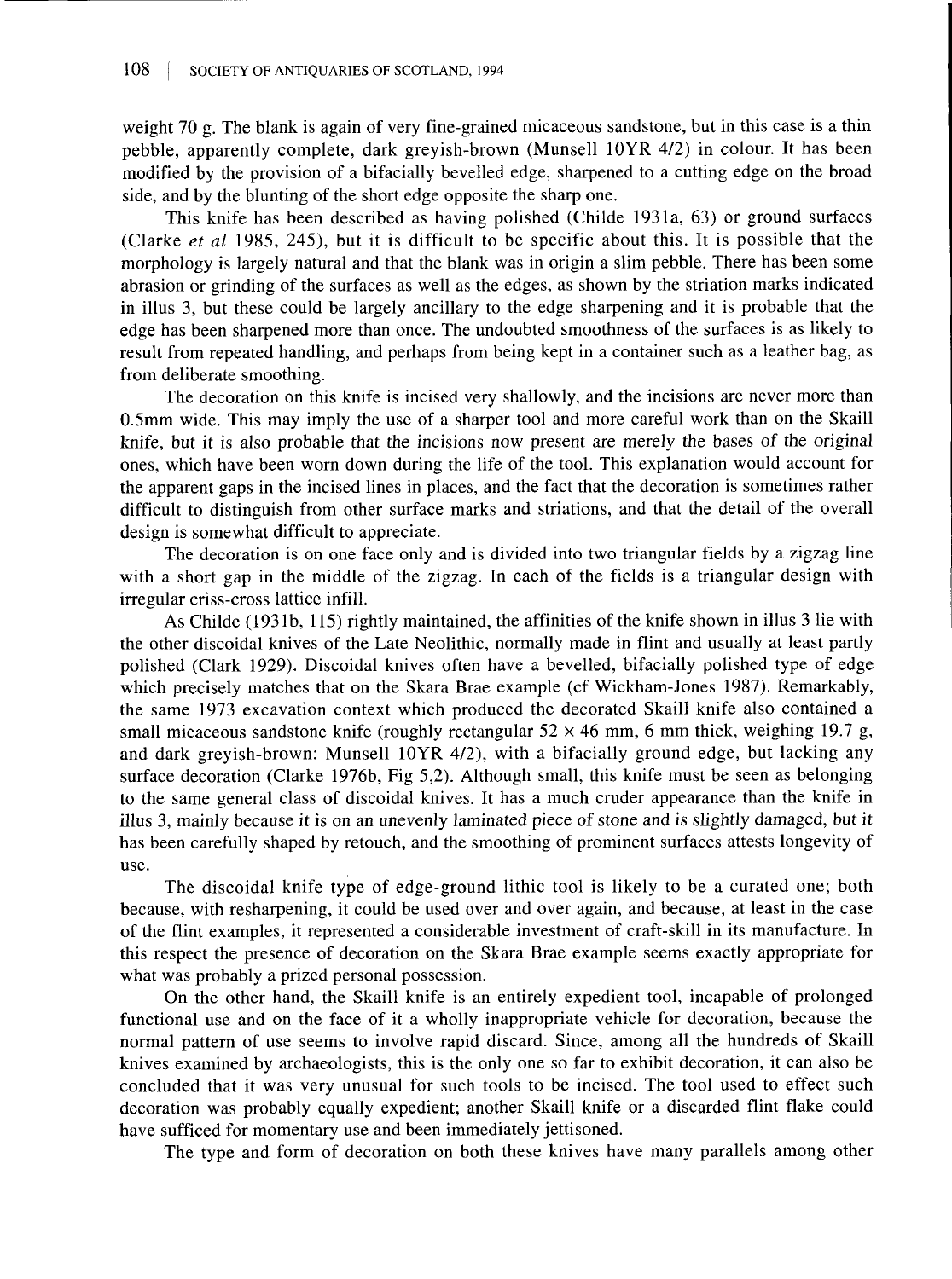weight 70 g. The blank is again of very fine-grained micaceous sandstone, but in this case is a thin pebble, apparently complete, dark greyish-brown (Munsell 10YR 4/2) in colour. It has been modified by the provision of a bifacially bevelled edge, sharpened to a cutting edge on the broad side, and by the blunting of the short edge opposite the sharp one.

This knife has been described as having polished (Childe 1931a, 63) or ground surfaces (Clarke *et al* 1985, 245), but it is difficult to be specific about this. It is possible that the morphology is largely natural and that the blank was in origin a slim pebble. There has been some abrasion or grinding of the surfaces as well as the edges, as shown by the striation marks indicated in illus 3, but these could be largely ancillary to the edge sharpening and it is probable that the edge has been sharpened more than once. The undoubted smoothness of the surfaces is as likely to result from repeated handling, and perhaps from being kept in a container such as a leather bag, as from deliberate smoothing.

The decoration on this knife is incised very shallowly, and the incisions are never more than 0.5mm wide. This may imply the use of a sharper tool and more careful work than on the Skaill knife, but it is also probable that the incisions now present are merely the bases of the original ones, which have been worn down during the life of the tool. This explanation would account for the apparent gaps in the incised lines in places, and the fact that the decoration is sometimes rather difficult to distinguish from other surface marks and striations, and that the detail of the overall design is somewhat difficult to appreciate.

The decoration is on one face only and is divided into two triangular fields by a zigzag line with a short gap in the middle of the zigzag. In each of the fields is a triangular design with irregular criss-cross lattice infill.

As Childe (1931b, 115) rightly maintained, the affinities of the knife shown in illus 3 lie with the other discoidal knives of the Late Neolithic, normally made in flint and usually at least partly polished (Clark 1929). Discoidal knives often have a bevelled, bifacially polished type of edge which precisely matches that on the Skara Brae example (cf Wickham-Jones 1987). Remarkably, the same 1973 excavation context which produced the decorated Skaill knife also contained a small micaceous sandstone knife (roughly rectangular 52 × 46 mm, 6 mm thick, weighing 19.7 g, and dark greyish-brown: Munsell 10YR 4/2), with a bifacially ground edge, but lacking any surface decoration (Clarke 1976b, Fig 5,2). Although small, this knife must be seen as belonging to the same general class of discoidal knives. It has a much cruder appearance than the knife in illus 3, mainly because it is on an unevenly laminated piece of stone and is slightly damaged, but it has been carefully shaped by retouch, and the smoothing of prominent surfaces attests longevity of use.

The discoidal knife type of edge-ground lithic tool is likely to be a curated one; both because, with resharpening, it could be used over and over again, and because, at least in the case of the flint examples, it represented a considerable investment of craft-skill in its manufacture. In this respect the presence of decoration on the Skara Brae example seems exactly appropriate for what was probably a prized personal possession.

On the other hand, the Skaill knife is an entirely expedient tool, incapable of prolonged functional use and on the face of it a wholly inappropriate vehicle for decoration, because the normal pattern of use seems to involve rapid discard. Since, among all the hundreds of Skaill knives examined by archaeologists, this is the only one so far to exhibit decoration, it can also be concluded that it was very unusual for such tools to be incised. The tool used to effect such decoration was probably equally expedient; another Skaill knife or a discarded flint flake could have sufficed for momentary use and been immediately jettisoned.

The type and form of decoration on both these knives have many parallels among other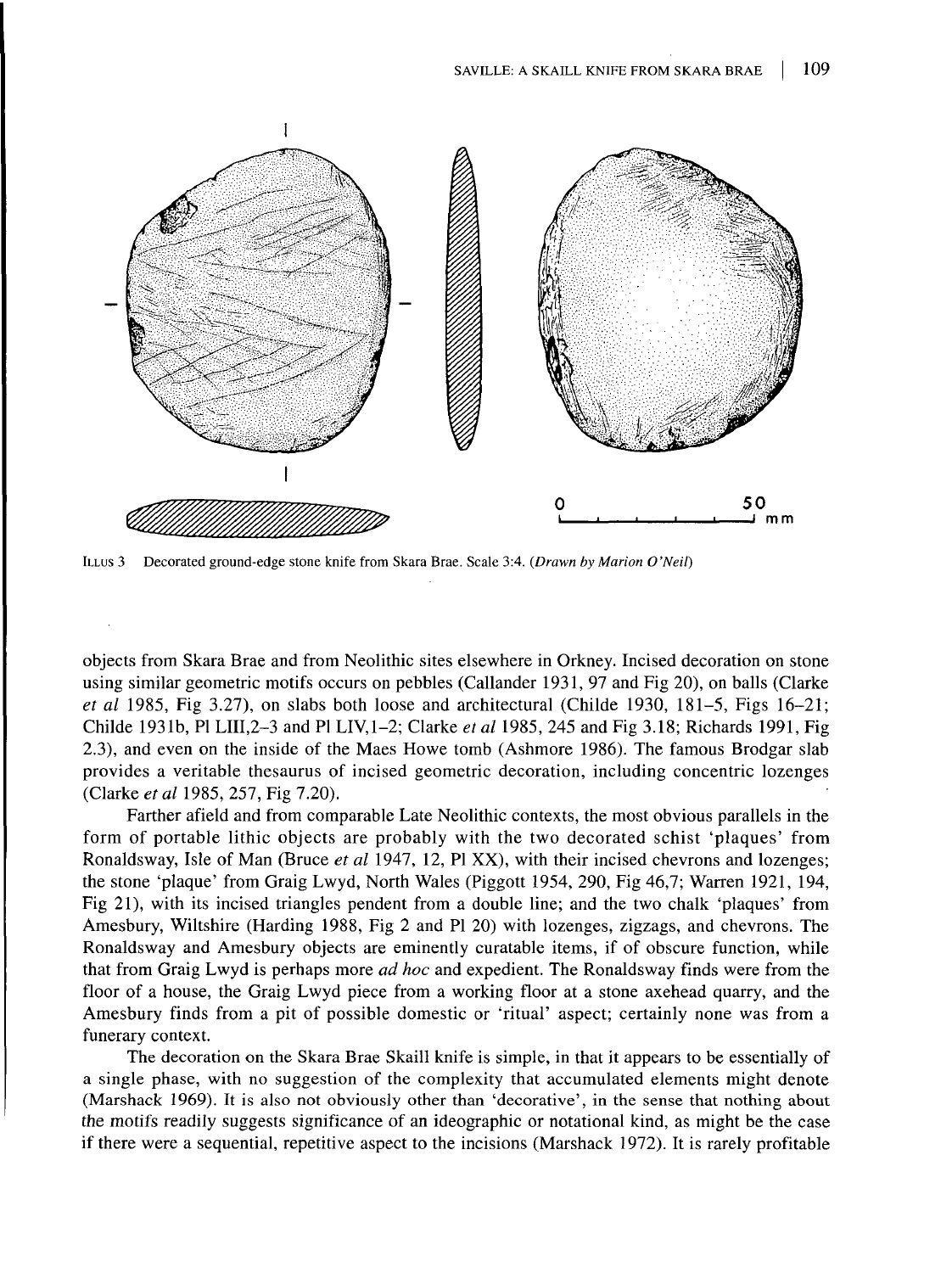ILLUS 3 Decorated ground-edge stone knife from Skara Brae. Scale 3:4. (*Drawn by Marion O'Neil*)

objects from Skara Brae and from Neolithic sites elsewhere in Orkney. Incised decoration on stone using similar geometric motifs occurs on pebbles (Callander 1931, 97 and Fig 20), on balls (Clarke *et al* 1985, Fig 3.27), on slabs both loose and architectural (Childe 1930, 181–5, Figs 16–21; Childe 1931b, Pl LIII,2–3 and Pl LIV,1–2; Clarke *et al* 1985, 245 and Fig 3.18; Richards 1991, Fig 2.3), and even on the inside of the Maes Howe tomb (Ashmore 1986). The famous Brodgar slab provides a veritable thesaurus of incised geometric decoration, including concentric lozenges (Clarke *et al* 1985, 257, Fig 7.20).

Farther afield and from comparable Late Neolithic contexts, the most obvious parallels in the form of portable lithic objects are probably with the two decorated schist 'plaques' from Ronaldsway, Isle of Man (Bruce *et al* 1947, 12, Pl XX), with their incised chevrons and lozenges; the stone 'plaque' from Graig Lwyd, North Wales (Piggott 1954, 290, Fig 46,7; Warren 1921, 194, Fig 21), with its incised triangles pendent from a double line; and the two chalk 'plaques' from Amesbury, Wiltshire (Harding 1988, Fig 2 and Pl 20) with lozenges, zigzags, and chevrons. The Ronaldsway and Amesbury objects are eminently curatable items, if of obscure function, while that from Graig Lwyd is perhaps more *ad hoc* and expedient. The Ronaldsway finds were from the floor of a house, the Graig Lwyd piece from a working floor at a stone axehead quarry, and the Amesbury finds from a pit of possible domestic or 'ritual' aspect; certainly none was from a funerary context.

The decoration on the Skara Brae Skaill knife is simple, in that it appears to be essentially of a single phase, with no suggestion of the complexity that accumulated elements might denote (Marshack 1969). It is also not obviously other than 'decorative', in the sense that nothing about the motifs readily suggests significance of an ideographic or notational kind, as might be the case if there were a sequential, repetitive aspect to the incisions (Marshack 1972). It is rarely profitable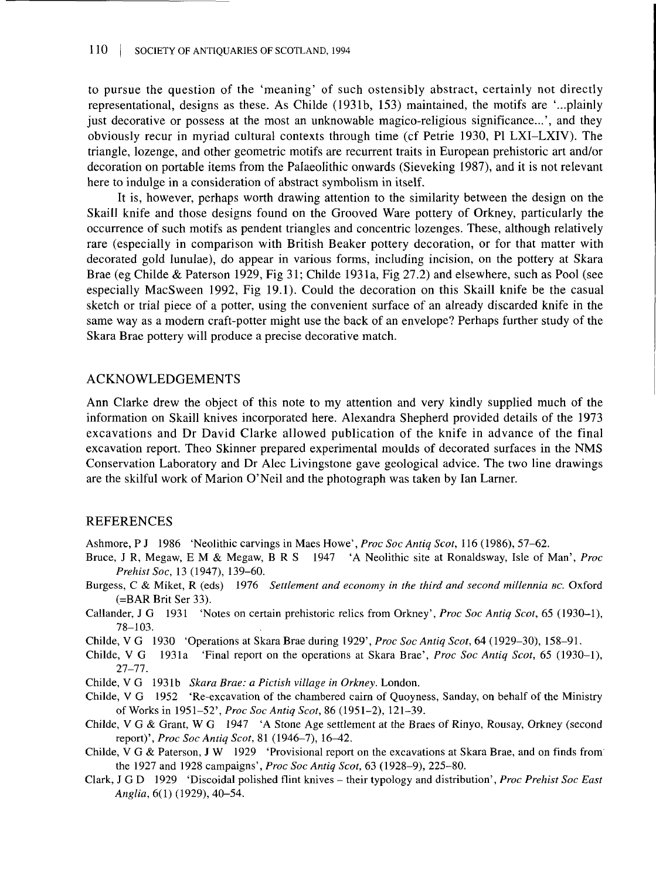to pursue the question of the 'meaning' of such ostensibly abstract, certainly not directly representational, designs as these. As Childe (1931b, 153) maintained, the motifs are '...plainly just decorative or possess at the most an unknowable magico-religious significance...', and they obviously recur in myriad cultural contexts through time (cf Petrie 1930, Pl LXI–LXIV). The triangle, lozenge, and other geometric motifs are recurrent traits in European prehistoric art and/or decoration on portable items from the Palaeolithic onwards (Sieveking 1987), and it is not relevant here to indulge in a consideration of abstract symbolism in itself.

It is, however, perhaps worth drawing attention to the similarity between the design on the Skaill knife and those designs found on the Grooved Ware pottery of Orkney, particularly the occurrence of such motifs as pendent triangles and concentric lozenges. These, although relatively rare (especially in comparison with British Beaker pottery decoration, or for that matter with decorated gold lunulae), do appear in various forms, including incision, on the pottery at Skara Brae (eg Childe & Paterson 1929, Fig 31; Childe 1931a, Fig 27.2) and elsewhere, such as Pool (see especially MacSween 1992, Fig 19.1). Could the decoration on this Skaill knife be the casual sketch or trial piece of a potter, using the convenient surface of an already discarded knife in the same way as a modern craft-potter might use the back of an envelope? Perhaps further study of the Skara Brae pottery will produce a precise decorative match.

## ACKNOWLEDGEMENTS

Ann Clarke drew the object of this note to my attention and very kindly supplied much of the information on Skaill knives incorporated here. Alexandra Shepherd provided details of the 1973 excavations and Dr David Clarke allowed publication of the knife in advance of the final excavation report. Theo Skinner prepared experimental moulds of decorated surfaces in the NMS Conservation Laboratory and Dr Alec Livingstone gave geological advice. The two line drawings are the skilful work of Marion O'Neil and the photograph was taken by Ian Larner.

## REFERENCES

Ashmore, P J 1986 'Neolithic carvings in Maes Howe', *Proc Soc Antiq Scot*, 116 (1986), 57–62.

Bruce, J R, Megaw, E M & Megaw, B R S 1947 'A Neolithic site at Ronaldsway, Isle of Man', *Proc Prehist Soc*, 13 (1947), 139–60.

Burgess, C & Miket, R (eds) 1976 *Settlement and economy in the third and second millennia BC.* Oxford (=BAR Brit Ser 33).

Callander, J G 1931 'Notes on certain prehistoric relics from Orkney', *Proc Soc Antiq Scot*, 65 (1930–1), 78–103.

Childe, V G 1930 'Operations at Skara Brae during 1929', *Proc Soc Antiq Scot*, 64 (1929–30), 158–91.

Childe, V G 1931a 'Final report on the operations at Skara Brae', *Proc Soc Antiq Scot*, 65 (1930–1), 27–77.

Childe, V G 1931b *Skara Brae: a Pictish village in Orkney*. London.

Childe, V G 1952 'Re-excavation of the chambered cairn of Quoyness, Sanday, on behalf of the Ministry of Works in 1951–52', *Proc Soc Antiq Scot*, 86 (1951–2), 121–39.

Childe, V G & Grant, W G 1947 'A Stone Age settlement at the Braes of Rinyo, Rousay, Orkney (second report)', *Proc Soc Antiq Scot*, 81 (1946–7), 16–42.

Childe, V G & Paterson, J W 1929 'Provisional report on the excavations at Skara Brae, and on finds from the 1927 and 1928 campaigns', *Proc Soc Antiq Scot*, 63 (1928–9), 225–80.

Clark, J G D 1929 'Discoidal polished flint knives – their typology and distribution', *Proc Prehist Soc East Anglia*, 6(1) (1929), 40–54.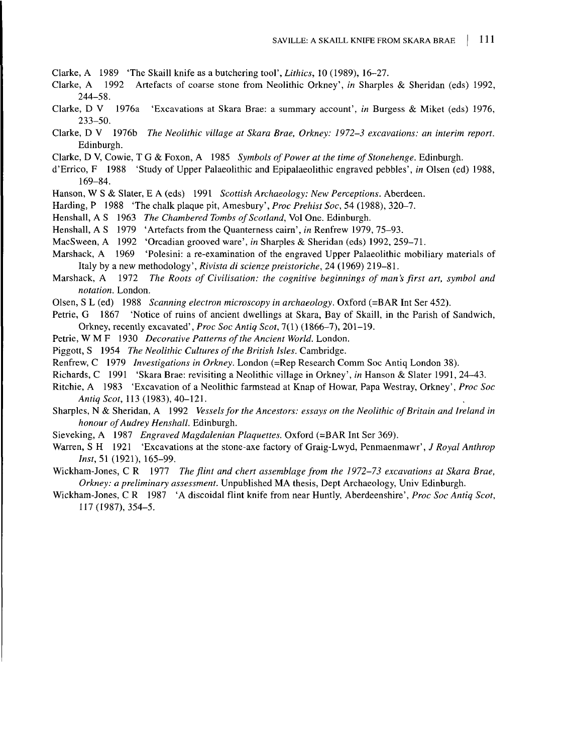Clarke, A 1989 'The Skaill knife as a butchering tool', *Lithics*, 10 (1989), 16–27.

Clarke, A 1992 Artefacts of coarse stone from Neolithic Orkney', *in* Sharples & Sheridan (eds) 1992, 244–58.

Clarke, D V 1976a 'Excavations at Skara Brae: a summary account', *in* Burgess & Miket (eds) 1976, 233–50.

Clarke, D V 1976b *The Neolithic village at Skara Brae, Orkney: 1972–3 excavations: an interim report*. Edinburgh.

Clarke, D V, Cowie, T G & Foxon, A 1985 *Symbols of Power at the time of Stonehenge*. Edinburgh.

d'Errico, F 1988 'Study of Upper Palaeolithic and Epipalaeolithic engraved pebbles', *in* Olsen (ed) 1988, 169–84.

Hanson, W S & Slater, E A (eds) 1991 *Scottish Archaeology: New Perceptions*. Aberdeen.

Harding, P 1988 'The chalk plaque pit, Amesbury', *Proc Prehist Soc*, 54 (1988), 320–7.

Henshall, A S 1963 *The Chambered Tombs of Scotland*, Vol One. Edinburgh.

Henshall, A S 1979 'Artefacts from the Quanterness cairn', *in* Renfrew 1979, 75–93.

MacSween, A 1992 'Orcadian grooved ware', *in* Sharples & Sheridan (eds) 1992, 259–71.

Marshack, A 1969 'Polesini: a re-examination of the engraved Upper Palaeolithic mobiliary materials of Italy by a new methodology', *Rivista di scienze preistoriche*, 24 (1969) 219–81.

Marshack, A 1972 *The Roots of Civilisation: the cognitive beginnings of man's first art, symbol and notation*. London.

Olsen, S L (ed) 1988 *Scanning electron microscopy in archaeology*. Oxford (=BAR Int Ser 452).

Petrie, G 1867 'Notice of ruins of ancient dwellings at Skara, Bay of Skaill, in the Parish of Sandwich, Orkney, recently excavated', *Proc Soc Antiq Scot*, 7(1) (1866–7), 201–19.

Petrie, W M F 1930 *Decorative Patterns of the Ancient World*. London.

Piggott, S 1954 *The Neolithic Cultures of the British Isles*. Cambridge.

Renfrew, C 1979 *Investigations in Orkney*. London (=Rep Research Comm Soc Antiq London 38).

Richards, C 1991 'Skara Brae: revisiting a Neolithic village in Orkney', *in* Hanson & Slater 1991, 24–43.

Ritchie, A 1983 'Excavation of a Neolithic farmstead at Knap of Howar, Papa Westray, Orkney', *Proc Soc Antiq Scot*, 113 (1983), 40–121.

Sharples, N & Sheridan, A 1992 *Vessels for the Ancestors: essays on the Neolithic of Britain and Ireland in honour of Audrey Henshall*. Edinburgh.

Sieveking, A 1987 *Engraved Magdalenian Plaquettes*. Oxford (=BAR Int Ser 369).

Warren, S H 1921 'Excavations at the stone-axe factory of Graig-Lwyd, Penmaenmawr', *J Royal Anthrop Inst*, 51 (1921), 165–99.

Wickham-Jones, C R 1977 *The flint and chert assemblage from the 1972–73 excavations at Skara Brae, Orkney: a preliminary assessment*. Unpublished MA thesis, Dept Archaeology, Univ Edinburgh.

Wickham-Jones, C R 1987 'A discoidal flint knife from near Huntly, Aberdeenshire', *Proc Soc Antiq Scot*, 117 (1987), 354–5.